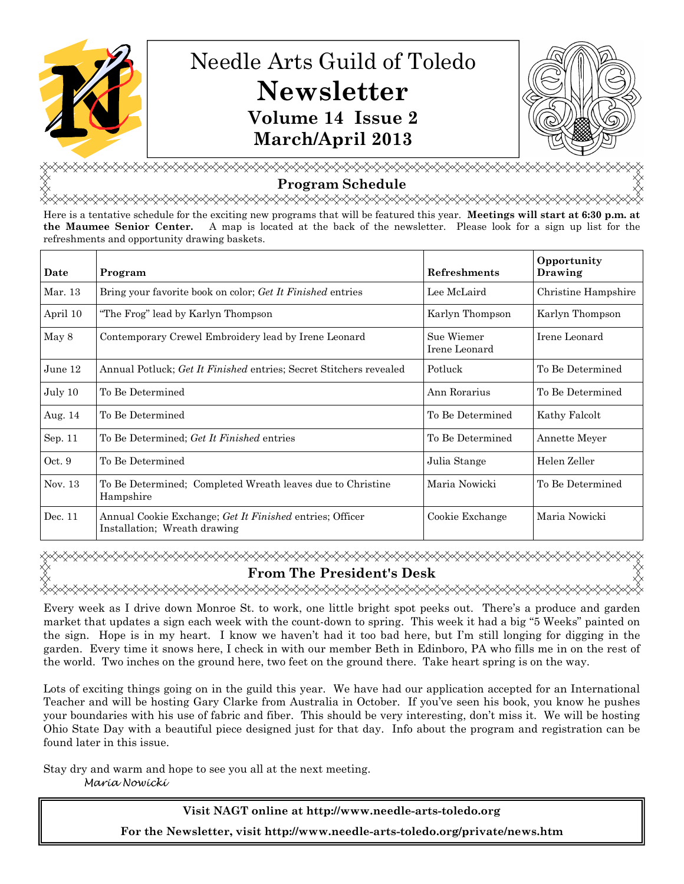# Needle Arts Guild of Toledo

# Newsletter

**Volume 14 Issue 2**

**March/April 2013**

## Program Schedule

Here is a tentative schedule for the exciting new programs that will be featured this year. **Meetings will start at 6:30 p.m. at the Maumee Senior Center.** A map is located at the back of the newsletter. Please look for a sign up list for the refreshments and opportunity drawing baskets.

| Date | Program | Refreshments | Opportunity Drawing |
|---|---|---|---|
| Mar. 13 | Bring your favorite book on color; *Get It Finished* entries | Lee McLaird | Christine Hampshire |
| April 10 | "The Frog" lead by Karlyn Thompson | Karlyn Thompson | Karlyn Thompson |
| May 8 | Contemporary Crewel Embroidery lead by Irene Leonard | Sue Wiemer<br>Irene Leonard | Irene Leonard |
| June 12 | Annual Potluck; *Get It Finished* entries; Secret Stitchers revealed | Potluck | To Be Determined |
| July 10 | To Be Determined | Ann Rorarius | To Be Determined |
| Aug. 14 | To Be Determined | To Be Determined | Kathy Falcolt |
| Sep. 11 | To Be Determined; *Get It Finished* entries | To Be Determined | Annette Meyer |
| Oct. 9 | To Be Determined | Julia Stange | Helen Zeller |
| Nov. 13 | To Be Determined; Completed Wreath leaves due to Christine Hampshire | Maria Nowicki | To Be Determined |
| Dec. 11 | Annual Cookie Exchange; *Get It Finished* entries; Officer Installation; Wreath drawing | Cookie Exchange | Maria Nowicki |

## From The President's Desk

Every week as I drive down Monroe St. to work, one little bright spot peeks out. There's a produce and garden market that updates a sign each week with the count-down to spring. This week it had a big "5 Weeks" painted on the sign. Hope is in my heart. I know we haven't had it too bad here, but I'm still longing for digging in the garden. Every time it snows here, I check in with our member Beth in Edinboro, PA who fills me in on the rest of the world. Two inches on the ground here, two feet on the ground there. Take heart spring is on the way.

Lots of exciting things going on in the guild this year. We have had our application accepted for an International Teacher and will be hosting Gary Clarke from Australia in October. If you've seen his book, you know he pushes your boundaries with his use of fabric and fiber. This should be very interesting, don't miss it. We will be hosting Ohio State Day with a beautiful piece designed just for that day. Info about the program and registration can be found later in this issue.

Stay dry and warm and hope to see you all at the next meeting.

*Maria Nowicki*

**Visit NAGT online at http://www.needle-arts-toledo.org**

**For the Newsletter, visit http://www.needle-arts-toledo.org/private/news.htm**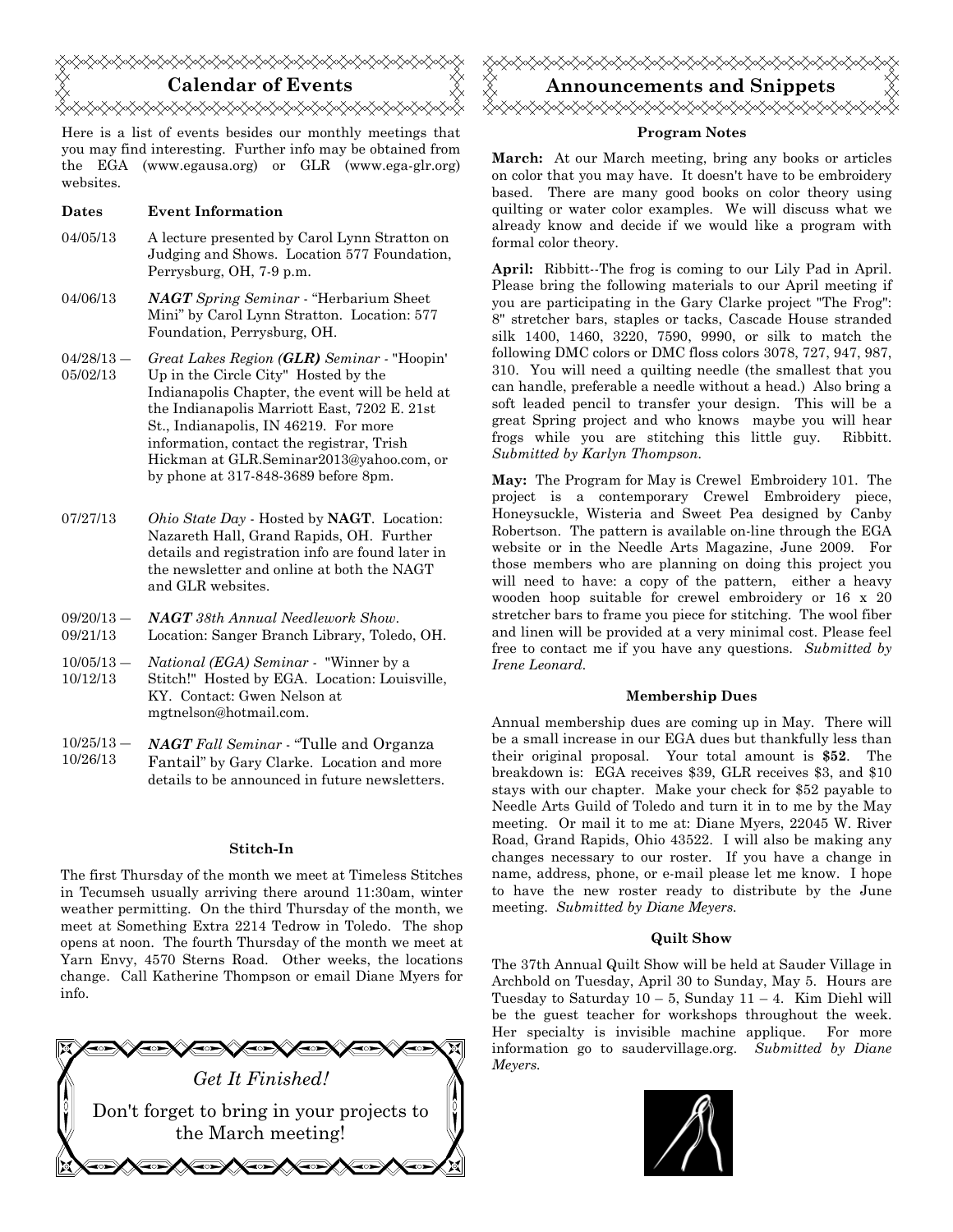## Calendar of Events

Here is a list of events besides our monthly meetings that you may find interesting. Further info may be obtained from the EGA (www.egausa.org) or GLR (www.ega-glr.org) websites.

| Dates | Event Information |
|---|---|
| 04/05/13 | A lecture presented by Carol Lynn Stratton on Judging and Shows. Location 577 Foundation, Perrysburg, OH, 7-9 p.m. |
| 04/06/13 | ***NAGT** Spring Seminar* - "Herbarium Sheet Mini" by Carol Lynn Stratton. Location: 577 Foundation, Perrysburg, OH. |
| 04/28/13 — 05/02/13 | *Great Lakes Region (**GLR**) Seminar* - "Hoopin' Up in the Circle City" Hosted by the Indianapolis Chapter, the event will be held at the Indianapolis Marriott East, 7202 E. 21st St., Indianapolis, IN 46219. For more information, contact the registrar, Trish Hickman at GLR.Seminar2013@yahoo.com, or by phone at 317-848-3689 before 8pm. |
| 07/27/13 | *Ohio State Day* - Hosted by **NAGT**. Location: Nazareth Hall, Grand Rapids, OH. Further details and registration info are found later in the newsletter and online at both the NAGT and GLR websites. |
| 09/20/13 — 09/21/13 | ***NAGT** 38th Annual Needlework Show*. Location: Sanger Branch Library, Toledo, OH. |
| 10/05/13 — 10/12/13 | *National (EGA) Seminar* - "Winner by a Stitch!" Hosted by EGA. Location: Louisville, KY. Contact: Gwen Nelson at mgtnelson@hotmail.com. |
| 10/25/13 — 10/26/13 | ***NAGT** Fall Seminar* - "Tulle and Organza Fantail" by Gary Clarke. Location and more details to be announced in future newsletters. |

### Stitch-In

The first Thursday of the month we meet at Timeless Stitches in Tecumseh usually arriving there around 11:30am, winter weather permitting. On the third Thursday of the month, we meet at Something Extra 2214 Tedrow in Toledo. The shop opens at noon. The fourth Thursday of the month we meet at Yarn Envy, 4570 Sterns Road. Other weeks, the locations change. Call Katherine Thompson or email Diane Myers for info.

*Get It Finished!*

Don't forget to bring in your projects to the March meeting!

## Announcements and Snippets

### Program Notes

**March:** At our March meeting, bring any books or articles on color that you may have. It doesn't have to be embroidery based. There are many good books on color theory using quilting or water color examples. We will discuss what we already know and decide if we would like a program with formal color theory.

**April:** Ribbitt--The frog is coming to our Lily Pad in April. Please bring the following materials to our April meeting if you are participating in the Gary Clarke project "The Frog": 8" stretcher bars, staples or tacks, Cascade House stranded silk 1400, 1460, 3220, 7590, 9990, or silk to match the following DMC colors or DMC floss colors 3078, 727, 947, 987, 310. You will need a quilting needle (the smallest that you can handle, preferable a needle without a head.) Also bring a soft leaded pencil to transfer your design. This will be a great Spring project and who knows maybe you will hear frogs while you are stitching this little guy. Ribbitt. *Submitted by Karlyn Thompson.*

**May:** The Program for May is Crewel Embroidery 101. The project is a contemporary Crewel Embroidery piece, Honeysuckle, Wisteria and Sweet Pea designed by Canby Robertson. The pattern is available on-line through the EGA website or in the Needle Arts Magazine, June 2009. For those members who are planning on doing this project you will need to have: a copy of the pattern, either a heavy wooden hoop suitable for crewel embroidery or 16 x 20 stretcher bars to frame you piece for stitching. The wool fiber and linen will be provided at a very minimal cost. Please feel free to contact me if you have any questions. *Submitted by Irene Leonard.*

### Membership Dues

Annual membership dues are coming up in May. There will be a small increase in our EGA dues but thankfully less than their original proposal. Your total amount is **$52**. The breakdown is: EGA receives $39, GLR receives $3, and $10 stays with our chapter. Make your check for $52 payable to Needle Arts Guild of Toledo and turn it in to me by the May meeting. Or mail it to me at: Diane Myers, 22045 W. River Road, Grand Rapids, Ohio 43522. I will also be making any changes necessary to our roster. If you have a change in name, address, phone, or e-mail please let me know. I hope to have the new roster ready to distribute by the June meeting. *Submitted by Diane Meyers.*

### Quilt Show

The 37th Annual Quilt Show will be held at Sauder Village in Archbold on Tuesday, April 30 to Sunday, May 5. Hours are Tuesday to Saturday 10 – 5, Sunday 11 – 4. Kim Diehl will be the guest teacher for workshops throughout the week. Her specialty is invisible machine applique. For more information go to saudervillage.org. *Submitted by Diane Meyers.*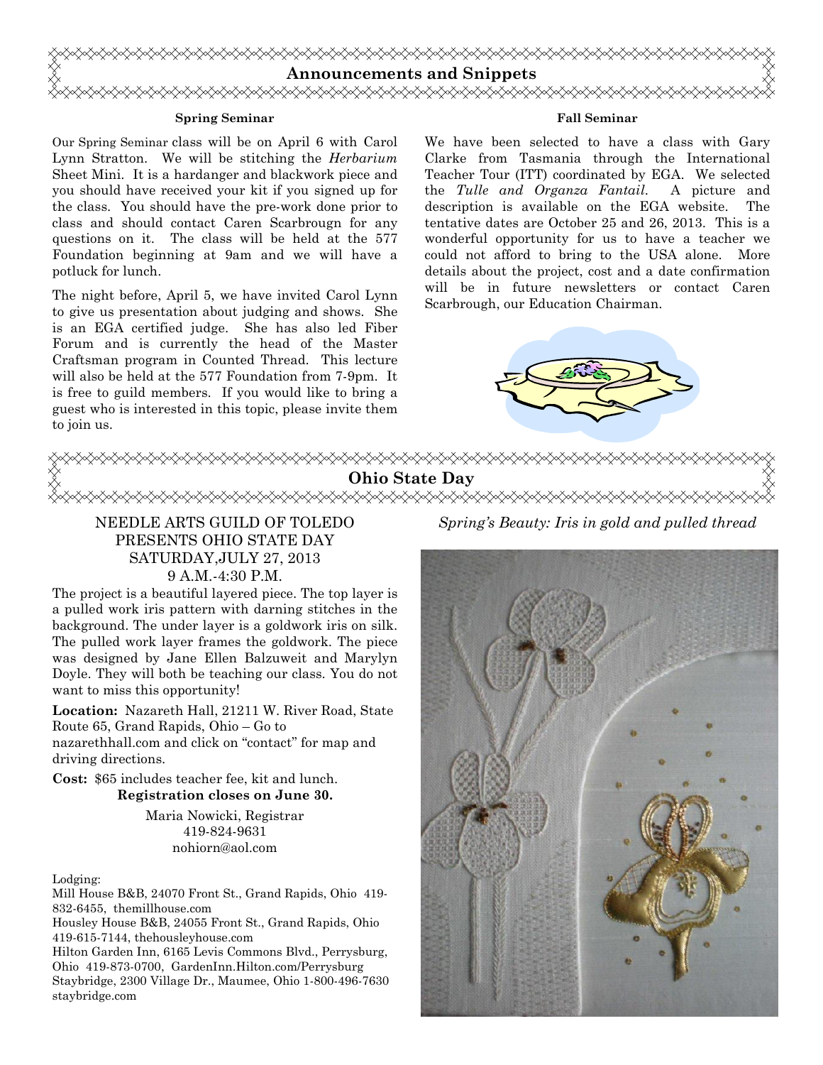## Announcements and Snippets

### Spring Seminar

Our Spring Seminar class will be on April 6 with Carol Lynn Stratton. We will be stitching the *Herbarium* Sheet Mini. It is a hardanger and blackwork piece and you should have received your kit if you signed up for the class. You should have the pre-work done prior to class and should contact Caren Scarbrougn for any questions on it. The class will be held at the 577 Foundation beginning at 9am and we will have a potluck for lunch.

The night before, April 5, we have invited Carol Lynn to give us presentation about judging and shows. She is an EGA certified judge. She has also led Fiber Forum and is currently the head of the Master Craftsman program in Counted Thread. This lecture will also be held at the 577 Foundation from 7-9pm. It is free to guild members. If you would like to bring a guest who is interested in this topic, please invite them to join us.

### Fall Seminar

We have been selected to have a class with Gary Clarke from Tasmania through the International Teacher Tour (ITT) coordinated by EGA. We selected the *Tulle and Organza Fantail*. A picture and description is available on the EGA website. The tentative dates are October 25 and 26, 2013. This is a wonderful opportunity for us to have a teacher we could not afford to bring to the USA alone. More details about the project, cost and a date confirmation will be in future newsletters or contact Caren Scarbrough, our Education Chairman.

## Ohio State Day

NEEDLE ARTS GUILD OF TOLEDO
PRESENTS OHIO STATE DAY
SATURDAY,JULY 27, 2013
9 A.M.-4:30 P.M.

The project is a beautiful layered piece. The top layer is a pulled work iris pattern with darning stitches in the background. The under layer is a goldwork iris on silk. The pulled work layer frames the goldwork. The piece was designed by Jane Ellen Balzuweit and Marylyn Doyle. They will both be teaching our class. You do not want to miss this opportunity!

**Location:** Nazareth Hall, 21211 W. River Road, State Route 65, Grand Rapids, Ohio – Go to nazarethhall.com and click on "contact" for map and driving directions.

**Cost:** $65 includes teacher fee, kit and lunch.

**Registration closes on June 30.**

Maria Nowicki, Registrar
419-824-9631
nohiorn@aol.com

Lodging:
Mill House B&B, 24070 Front St., Grand Rapids, Ohio 419-832-6455, themillhouse.com
Housley House B&B, 24055 Front St., Grand Rapids, Ohio 419-615-7144, thehousleyhouse.com
Hilton Garden Inn, 6165 Levis Commons Blvd., Perrysburg, Ohio 419-873-0700, GardenInn.Hilton.com/Perrysburg
Staybridge, 2300 Village Dr., Maumee, Ohio 1-800-496-7630 staybridge.com

*Spring's Beauty: Iris in gold and pulled thread*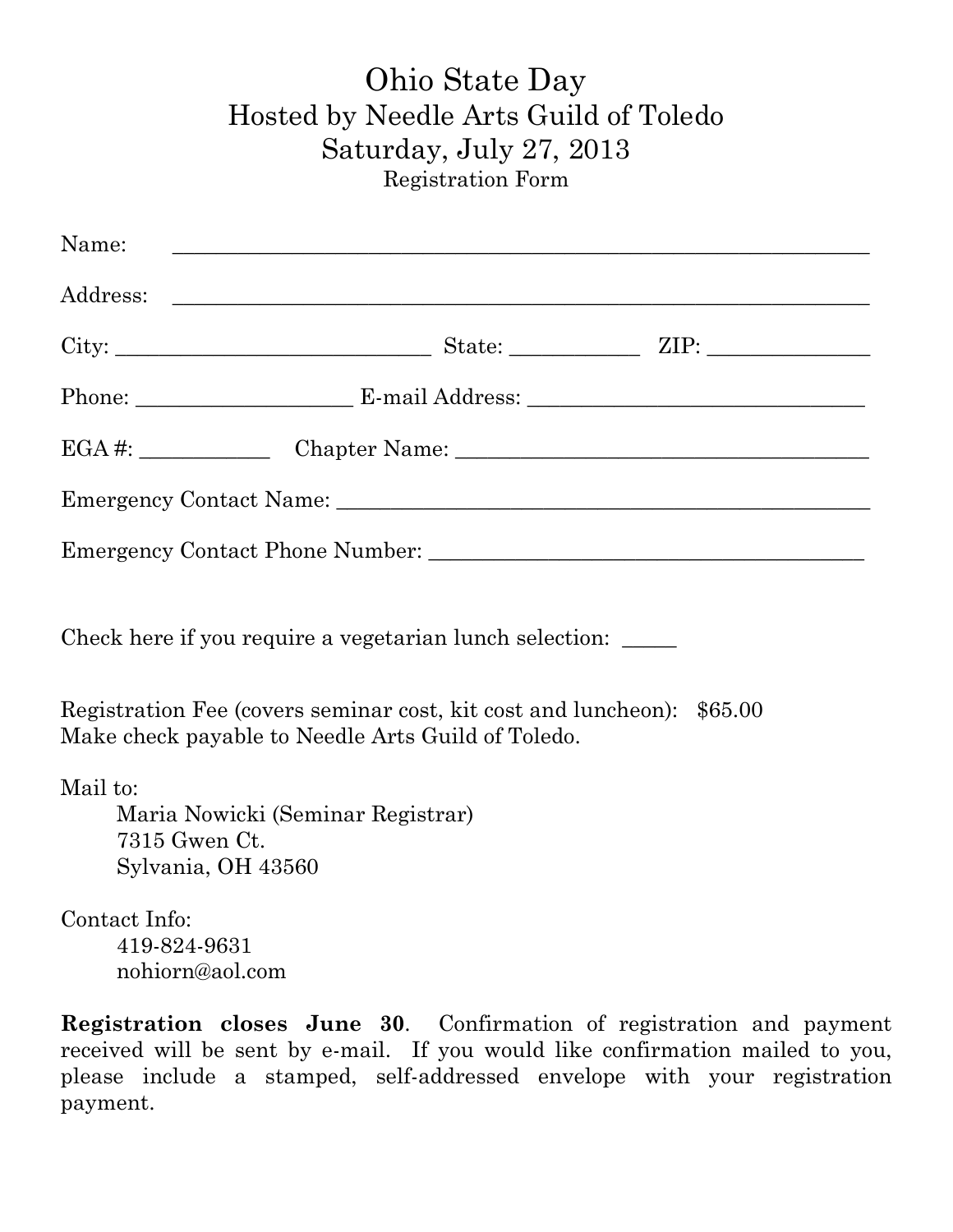# Ohio State Day

## Hosted by Needle Arts Guild of Toledo

## Saturday, July 27, 2013

Registration Form

Name: ______________________________________________________________

Address: ______________________________________________________________

City: ____________________________ State: ___________ ZIP: ______________

Phone: ___________________ E-mail Address: ______________________________

EGA #: ___________ Chapter Name: ____________________________________

Emergency Contact Name: ______________________________________________

Emergency Contact Phone Number: ______________________________________

Check here if you require a vegetarian lunch selection: _____

Registration Fee (covers seminar cost, kit cost and luncheon): $65.00
Make check payable to Needle Arts Guild of Toledo.

Mail to:
Maria Nowicki (Seminar Registrar)
7315 Gwen Ct.
Sylvania, OH 43560

Contact Info:
419-824-9631
nohiorn@aol.com

**Registration closes June 30**. Confirmation of registration and payment received will be sent by e-mail. If you would like confirmation mailed to you, please include a stamped, self-addressed envelope with your registration payment.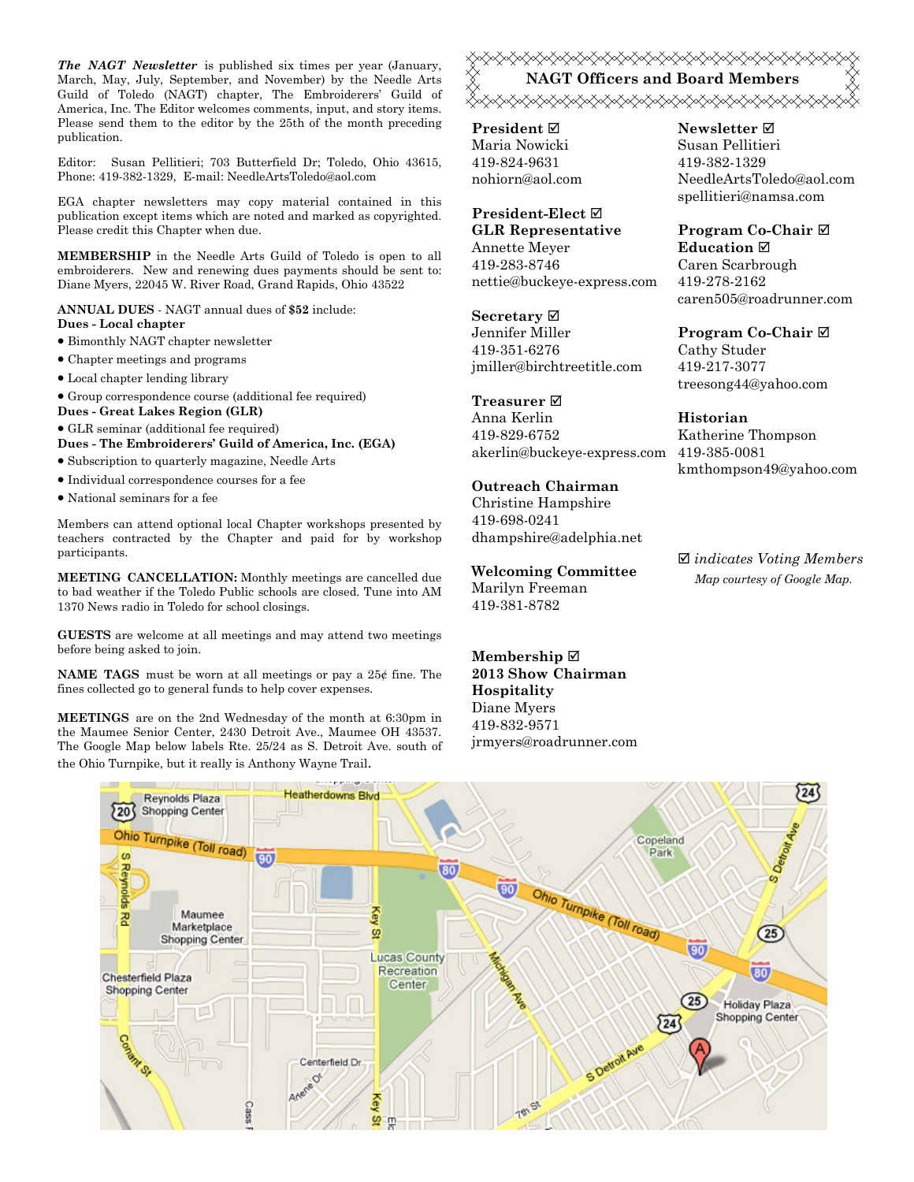***The NAGT Newsletter*** is published six times per year (January, March, May, July, September, and November) by the Needle Arts Guild of Toledo (NAGT) chapter, The Embroiderers' Guild of America, Inc. The Editor welcomes comments, input, and story items. Please send them to the editor by the 25th of the month preceding publication.

Editor: Susan Pellitieri; 703 Butterfield Dr; Toledo, Ohio 43615, Phone: 419-382-1329, E-mail: NeedleArtsToledo@aol.com

EGA chapter newsletters may copy material contained in this publication except items which are noted and marked as copyrighted. Please credit this Chapter when due.

**MEMBERSHIP** in the Needle Arts Guild of Toledo is open to all embroiderers. New and renewing dues payments should be sent to: Diane Myers, 22045 W. River Road, Grand Rapids, Ohio 43522

**ANNUAL DUES** - NAGT annual dues of **$52** include:

**Dues - Local chapter**

- Bimonthly NAGT chapter newsletter
- Chapter meetings and programs
- Local chapter lending library
- Group correspondence course (additional fee required)

**Dues - Great Lakes Region (GLR)**

- GLR seminar (additional fee required)

**Dues - The Embroiderers' Guild of America, Inc. (EGA)**

- Subscription to quarterly magazine, Needle Arts
- Individual correspondence courses for a fee
- National seminars for a fee

Members can attend optional local Chapter workshops presented by teachers contracted by the Chapter and paid for by workshop participants.

**MEETING CANCELLATION:** Monthly meetings are cancelled due to bad weather if the Toledo Public schools are closed. Tune into AM 1370 News radio in Toledo for school closings.

**GUESTS** are welcome at all meetings and may attend two meetings before being asked to join.

**NAME TAGS** must be worn at all meetings or pay a 25¢ fine. The fines collected go to general funds to help cover expenses.

**MEETINGS** are on the 2nd Wednesday of the month at 6:30pm in the Maumee Senior Center, 2430 Detroit Ave., Maumee OH 43537. The Google Map below labels Rte. 25/24 as S. Detroit Ave. south of the Ohio Turnpike, but it really is Anthony Wayne Trail.

## NAGT Officers and Board Members

**President ☑**
Maria Nowicki
419-824-9631
nohiorn@aol.com

**President-Elect ☑**
**GLR Representative**
Annette Meyer
419-283-8746
nettie@buckeye-express.com

**Secretary ☑**
Jennifer Miller
419-351-6276
jmiller@birchtreetitle.com

**Treasurer ☑**
Anna Kerlin
419-829-6752
akerlin@buckeye-express.com

**Outreach Chairman**
Christine Hampshire
419-698-0241
dhampshire@adelphia.net

**Welcoming Committee**
Marilyn Freeman
419-381-8782

**Membership ☑**
**2013 Show Chairman**
**Hospitality**
Diane Myers
419-832-9571
jrmyers@roadrunner.com

**Newsletter ☑**
Susan Pellitieri
419-382-1329
NeedleArtsToledo@aol.com
spellitieri@namsa.com

**Program Co-Chair ☑**
**Education ☑**
Caren Scarbrough
419-278-2162
caren505@roadrunner.com

**Program Co-Chair ☑**
Cathy Studer
419-217-3077
treesong44@yahoo.com

**Historian**
Katherine Thompson
419-385-0081
kmthompson49@yahoo.com

☑ *indicates Voting Members*

*Map courtesy of Google Map.*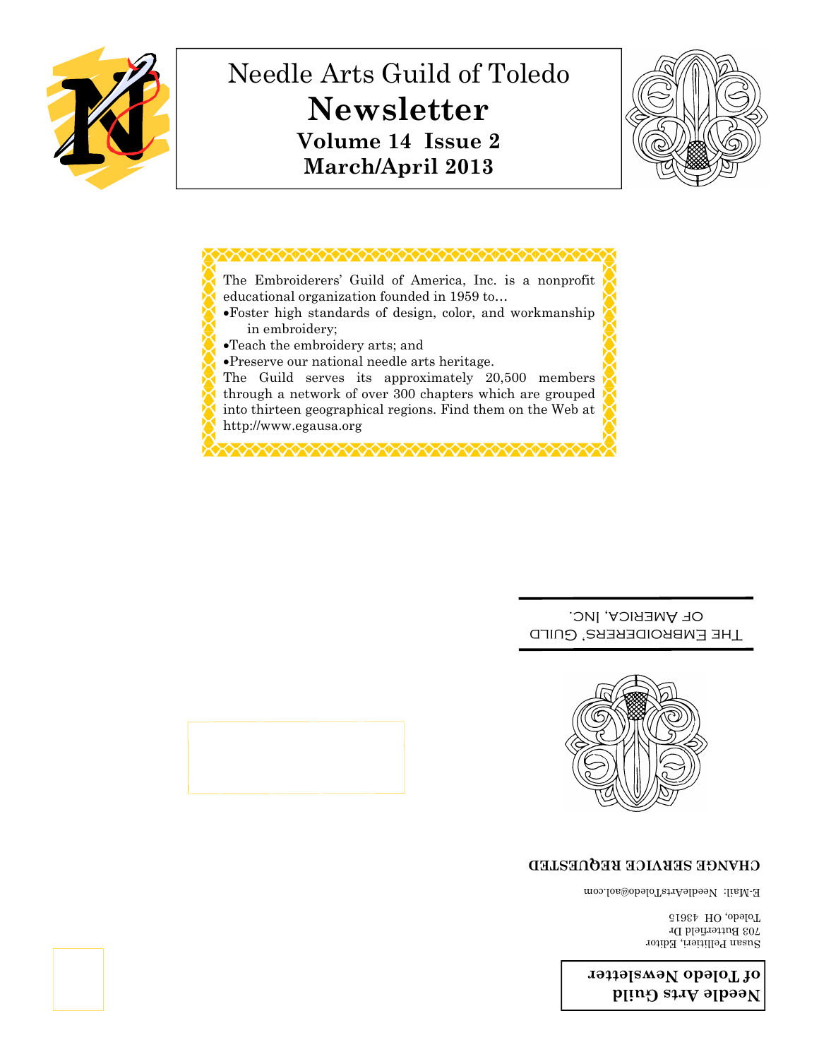# Needle Arts Guild of Toledo

# Newsletter

### Volume 14 Issue 2

### March/April 2013

The Embroiderers' Guild of America, Inc. is a nonprofit educational organization founded in 1959 to…

- Foster high standards of design, color, and workmanship in embroidery;
- Teach the embroidery arts; and
- Preserve our national needle arts heritage.

The Guild serves its approximately 20,500 members through a network of over 300 chapters which are grouped into thirteen geographical regions. Find them on the Web at http://www.egausa.org

THE EMBROIDERERS' GUILD OF AMERICA, INC.

**CHANGE SERVICE REQUESTED**

E-Mail: NeedleArtsToledo@aol.com

**Needle Arts Guild of Toledo Newsletter**

Susan Pellitieri, Editor
703 Butterfield Dr
Toledo, OH 43615